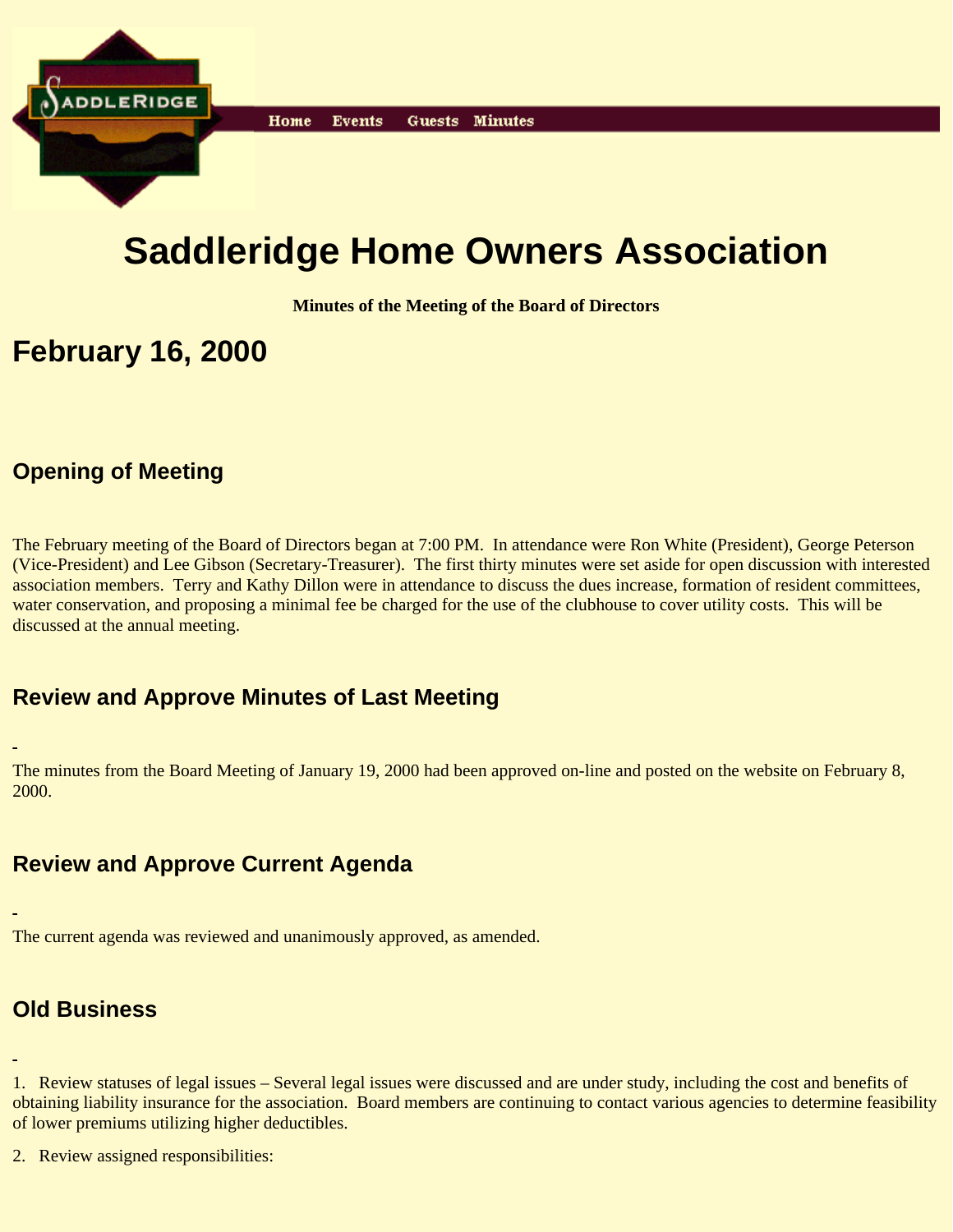Home Events Guests Minutes

# Saddleridge Home Owners Association

**Minutes of the Meeting of the Board of Directors**

# February 16, 2000

## Opening of Meeting

The February meeting of the Board of Directors began at 7:00 PM. In attendance were Ron White (President), George Peterson (Vice-President) and Lee Gibson (Secretary-Treasurer). The first thirty minutes were set aside for open discussion with interested association members. Terry and Kathy Dillon were in attendance to discuss the dues increase, formation of resident committees, water conservation, and proposing a minimal fee be charged for the use of the clubhouse to cover utility costs. This will be discussed at the annual meeting.

## Review and Approve Minutes of Last Meeting

The minutes from the Board Meeting of January 19, 2000 had been approved on-line and posted on the website on February 8, 2000.

## Review and Approve Current Agenda

The current agenda was reviewed and unanimously approved, as amended.

## Old Business

1. Review statuses of legal issues – Several legal issues were discussed and are under study, including the cost and benefits of obtaining liability insurance for the association. Board members are continuing to contact various agencies to determine feasibility of lower premiums utilizing higher deductibles.

2. Review assigned responsibilities: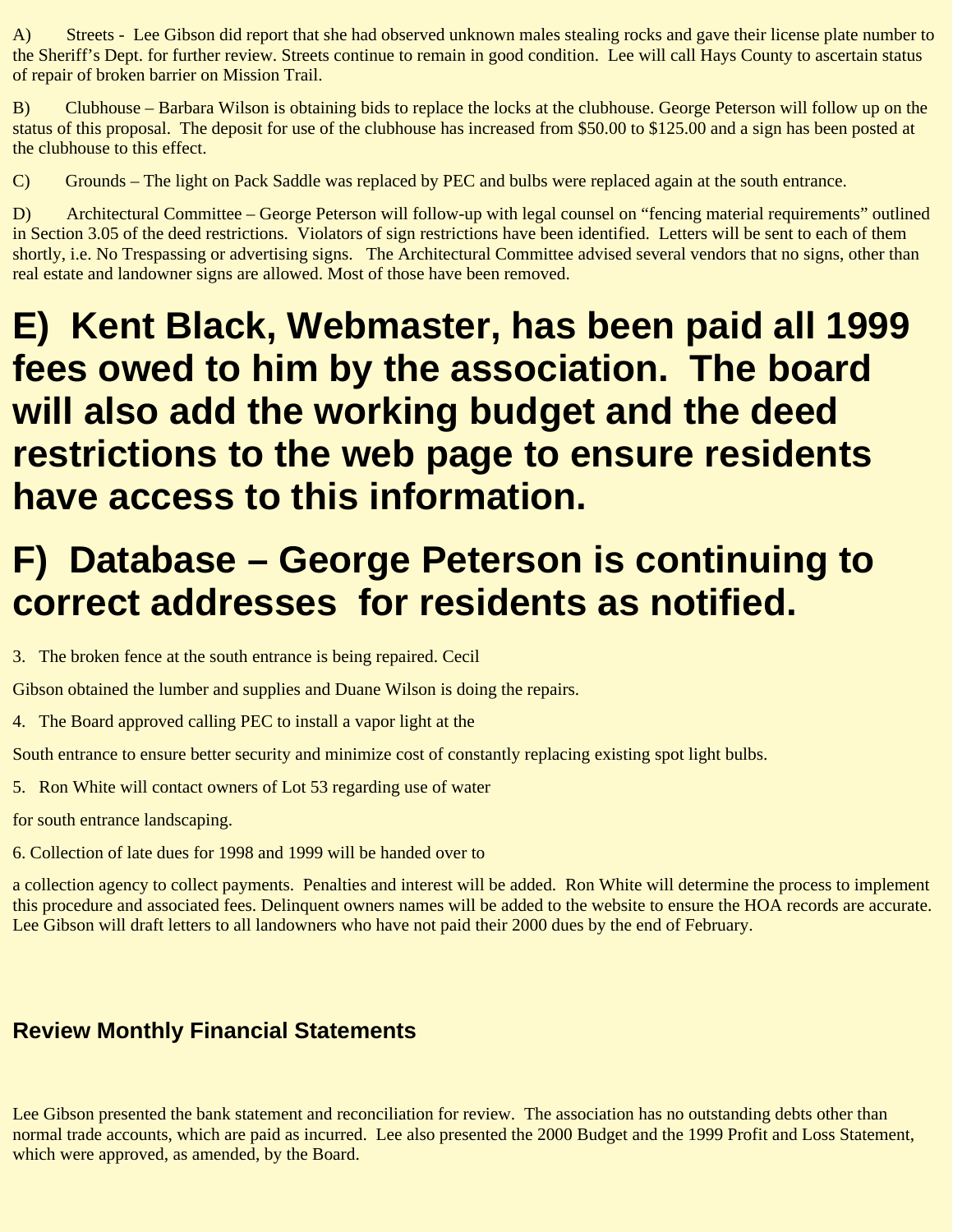A) Streets - Lee Gibson did report that she had observed unknown males stealing rocks and gave their license plate number to the Sheriff's Dept. for further review. Streets continue to remain in good condition. Lee will call Hays County to ascertain status of repair of broken barrier on Mission Trail.

B) Clubhouse – Barbara Wilson is obtaining bids to replace the locks at the clubhouse. George Peterson will follow up on the status of this proposal. The deposit for use of the clubhouse has increased from $50.00 to $125.00 and a sign has been posted at the clubhouse to this effect.

C) Grounds – The light on Pack Saddle was replaced by PEC and bulbs were replaced again at the south entrance.

D) Architectural Committee – George Peterson will follow-up with legal counsel on "fencing material requirements" outlined in Section 3.05 of the deed restrictions. Violators of sign restrictions have been identified. Letters will be sent to each of them shortly, i.e. No Trespassing or advertising signs. The Architectural Committee advised several vendors that no signs, other than real estate and landowner signs are allowed. Most of those have been removed.

# E) Kent Black, Webmaster, has been paid all 1999 fees owed to him by the association. The board will also add the working budget and the deed restrictions to the web page to ensure residents have access to this information.

# F) Database – George Peterson is continuing to correct addresses for residents as notified.

3. The broken fence at the south entrance is being repaired. Cecil Gibson obtained the lumber and supplies and Duane Wilson is doing the repairs.

4. The Board approved calling PEC to install a vapor light at the South entrance to ensure better security and minimize cost of constantly replacing existing spot light bulbs.

5. Ron White will contact owners of Lot 53 regarding use of water for south entrance landscaping.

6. Collection of late dues for 1998 and 1999 will be handed over to a collection agency to collect payments. Penalties and interest will be added. Ron White will determine the process to implement this procedure and associated fees. Delinquent owners names will be added to the website to ensure the HOA records are accurate. Lee Gibson will draft letters to all landowners who have not paid their 2000 dues by the end of February.

## Review Monthly Financial Statements

Lee Gibson presented the bank statement and reconciliation for review. The association has no outstanding debts other than normal trade accounts, which are paid as incurred. Lee also presented the 2000 Budget and the 1999 Profit and Loss Statement, which were approved, as amended, by the Board.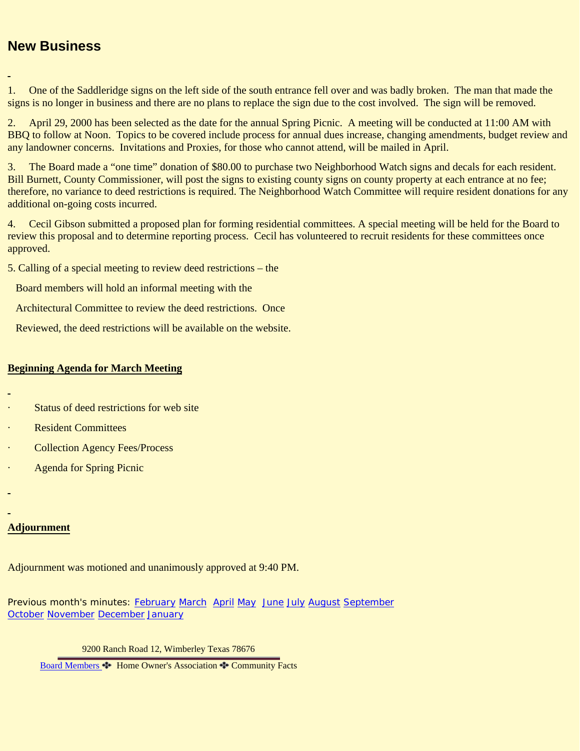## New Business

1. One of the Saddleridge signs on the left side of the south entrance fell over and was badly broken. The man that made the signs is no longer in business and there are no plans to replace the sign due to the cost involved. The sign will be removed.

2. April 29, 2000 has been selected as the date for the annual Spring Picnic. A meeting will be conducted at 11:00 AM with BBQ to follow at Noon. Topics to be covered include process for annual dues increase, changing amendments, budget review and any landowner concerns. Invitations and Proxies, for those who cannot attend, will be mailed in April.

3. The Board made a "one time" donation of $80.00 to purchase two Neighborhood Watch signs and decals for each resident. Bill Burnett, County Commissioner, will post the signs to existing county signs on county property at each entrance at no fee; therefore, no variance to deed restrictions is required. The Neighborhood Watch Committee will require resident donations for any additional on-going costs incurred.

4. Cecil Gibson submitted a proposed plan for forming residential committees. A special meeting will be held for the Board to review this proposal and to determine reporting process. Cecil has volunteered to recruit residents for these committees once approved.

5. Calling of a special meeting to review deed restrictions – the Board members will hold an informal meeting with the Architectural Committee to review the deed restrictions. Once Reviewed, the deed restrictions will be available on the website.

**Beginning Agenda for March Meeting**

- Status of deed restrictions for web site
- Resident Committees
- Collection Agency Fees/Process
- Agenda for Spring Picnic

**Adjournment**

Adjournment was motioned and unanimously approved at 9:40 PM.

Previous month's minutes: February March April May June July August September October November December January

9200 Ranch Road 12, Wimberley Texas 78676

Board Members ❖ Home Owner's Association ❖ Community Facts